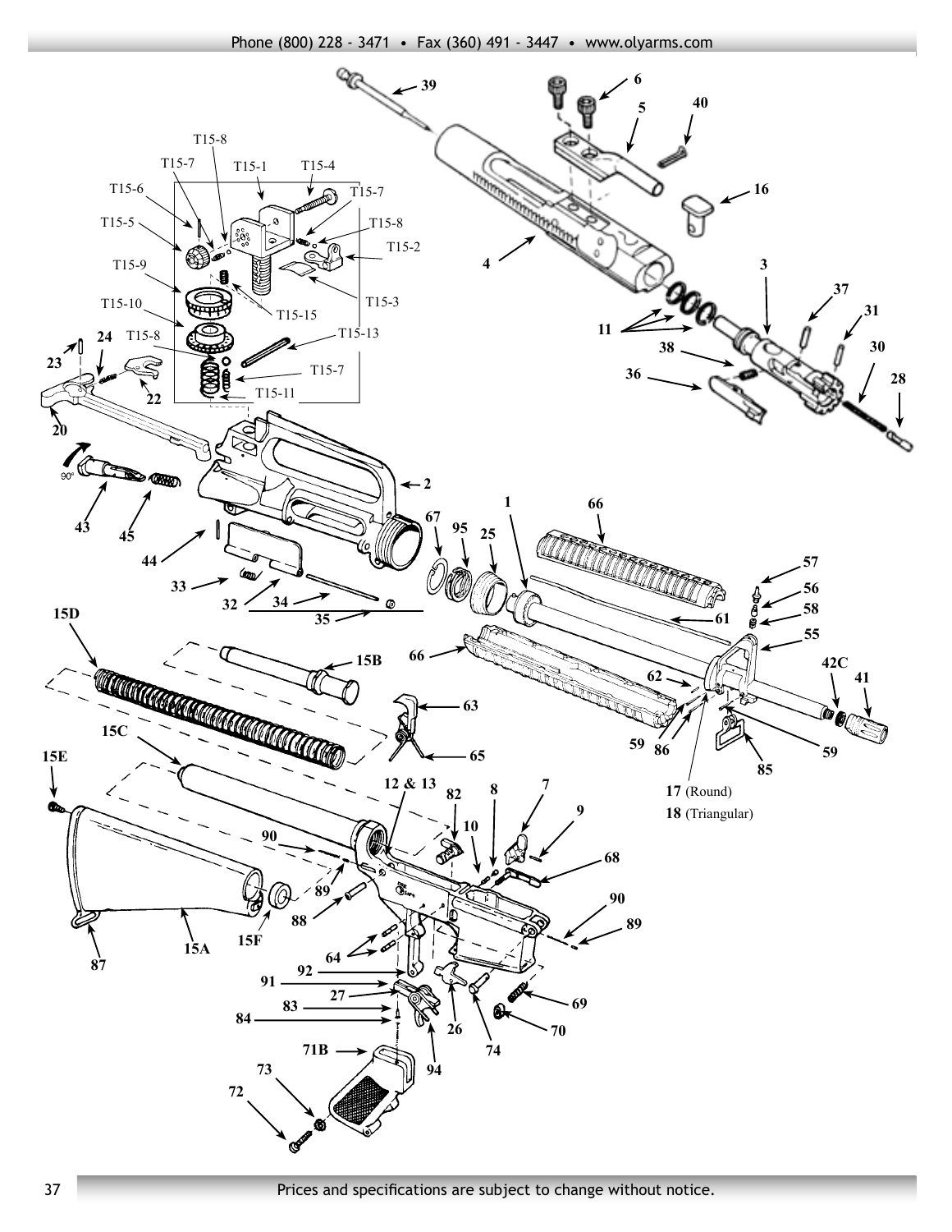39

6

5

40

16

4

3

37

31

11

30

38

28

36

T15-8

T15-7

T15-1

T15-4

T15-6

T15-7

T15-5

T15-8

T15-2

T15-9

T15-3

T15-10

T15-15

T15-8

T15-13

T15-7

T15-11

23

24

22

20

90°

43

45

2

44

33

32

34

35

1

66

67

95

25

57

56

58

61

55

15D

15B

66

62

42C

41

63

59

86

59

65

85

15C

15E

12 & 13

82

8

7

**17** (Round)

**18** (Triangular)

9

10

90

68

89

88

90

89

64

15A

15F

87

92

91

27

69

83

84

26

74

70

71B

94

73

72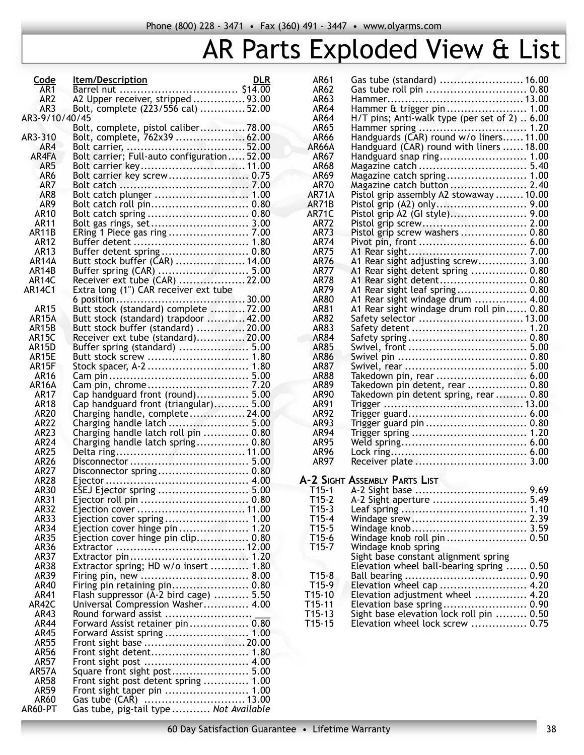# AR Parts Exploded View & List

| Code | Item/Description | DLR |
|---|---|---|
| AR1 | Barrel nut | $14.00 |
| AR2 | A2 Upper receiver, stripped | 93.00 |
| AR3 | Bolt, complete (223/556 cal) | 52.00 |
| AR3-9/10/40/45 | Bolt, complete, pistol caliber | 78.00 |
| AR3-310 | Bolt, complete, 762x39 | 62.00 |
| AR4 | Bolt carrier, | 52.00 |
| AR4FA | Bolt carrier; Full-auto configuration | 52.00 |
| AR5 | Bolt carrier key | 11.00 |
| AR6 | Bolt carrier key screw | 0.75 |
| AR7 | Bolt catch | 7.00 |
| AR8 | Bolt catch plunger | 1.00 |
| AR9 | Bolt catch roll pin | 0.80 |
| AR10 | Bolt catch spring | 0.80 |
| AR11 | Bolt gas rings, set | 3.00 |
| AR11B | ERing 1 Piece gas ring | 7.00 |
| AR12 | Buffer detent | 1.80 |
| AR13 | Buffer detent spring | 0.80 |
| AR14A | Butt stock buffer (CAR) | 14.00 |
| AR14B | Buffer spring (CAR) | 5.00 |
| AR14C | Receiver ext tube (CAR) | 22.00 |
| AR14C1 | Extra long (1") CAR receiver ext tube 6 position | 30.00 |
| AR15 | Butt stock (standard) complete | 72.00 |
| AR15A | Butt stock (standard) trapdoor | 42.00 |
| AR15B | Butt stock buffer (standard) | 20.00 |
| AR15C | Receiver ext tube (standard) | 20.00 |
| AR15D | Buffer spring (standard) | 5.00 |
| AR15E | Butt stock screw | 1.80 |
| AR15F | Stock spacer, A-2 | 1.80 |
| AR16 | Cam pin | 5.00 |
| AR16A | Cam pin, chrome | 7.20 |
| AR17 | Cap handguard front (round) | 5.00 |
| AR18 | Cap handguard front (triangular) | 5.00 |
| AR20 | Charging handle, complete | 24.00 |
| AR22 | Charging handle latch | 5.00 |
| AR23 | Charging handle latch roll pin | 0.80 |
| AR24 | Charging handle latch spring | 0.80 |
| AR25 | Delta ring | 11.00 |
| AR26 | Disconnector | 5.00 |
| AR27 | Disconnector spring | 0.80 |
| AR28 | Ejector | 4.00 |
| AR30 | ESEJ Ejector spring | 5.00 |
| AR31 | Ejector roll pin | 0.80 |
| AR32 | Ejection cover | 11.00 |
| AR33 | Ejection cover spring | 1.00 |
| AR34 | Ejection cover hinge pin | 1.20 |
| AR35 | Ejection cover hinge pin clip | 0.80 |
| AR36 | Extractor | 12.00 |
| AR37 | Extractor pin | 1.20 |
| AR38 | Extractor spring; HD w/o insert | 1.80 |
| AR39 | Firing pin, new | 8.00 |
| AR40 | Firing pin retaining pin | 0.80 |
| AR41 | Flash suppressor (A-2 bird cage) | 5.50 |
| AR42C | Universal Compression Washer | 4.00 |
| AR43 | Round forward assist | ___ |
| AR44 | Forward Assist retainer pin | 0.80 |
| AR45 | Forward Assist spring | 1.00 |
| AR55 | Front sight base | 20.00 |
| AR56 | Front sight detent | 1.80 |
| AR57 | Front sight post | 4.00 |
| AR57A | Square front sight post | 5.00 |
| AR58 | Front sight post detent spring | 1.00 |
| AR59 | Front sight taper pin | 1.00 |
| AR60 | Gas tube (CAR) | 13.00 |
| AR60-PT | Gas tube, pig-tail type | *Not Available* |
| AR61 | Gas tube (standard) | 16.00 |
| AR62 | Gas tube roll pin | 0.80 |
| AR63 | Hammer | 13.00 |
| AR64 | Hammer & trigger pin | 1.00 |
| AR64 | H/T pins; Anti-walk type (per set of 2) | 6.00 |
| AR65 | Hammer spring | 1.20 |
| AR66 | Handguards (CAR) round w/o liners | 11.00 |
| AR66A | Handguard (CAR) round with liners | 18.00 |
| AR67 | Handguard snap ring | 1.00 |
| AR68 | Magazine catch | 5.40 |
| AR69 | Magazine catch spring | 1.00 |
| AR70 | Magazine catch button | 2.40 |
| AR71A | Pistol grip assembly A2 stowaway | 10.00 |
| AR71B | Pistol grip (A2) only | 9.00 |
| AR71C | Pistol grip A2 (GI style) | 9.00 |
| AR72 | Pistol grip screw | 2.00 |
| AR73 | Pistol grip screw washers | 0.80 |
| AR74 | Pivot pin, front | 6.00 |
| AR75 | A1 Rear sight | 7.00 |
| AR76 | A1 Rear sight adjusting screw | 3.00 |
| AR77 | A1 Rear sight detent spring | 0.80 |
| AR78 | A1 Rear sight detent | 0.80 |
| AR79 | A1 Rear sight leaf spring | 0.80 |
| AR80 | A1 Rear sight windage drum | 4.00 |
| AR81 | A1 Rear sight windage drum roll pin | 0.80 |
| AR82 | Safety selector | 13.00 |
| AR83 | Safety detent | 1.20 |
| AR84 | Safety spring | 0.80 |
| AR85 | Swivel, front | 5.00 |
| AR86 | Swivel pin | 0.80 |
| AR87 | Swivel, rear | 5.00 |
| AR88 | Takedown pin, rear | 6.00 |
| AR89 | Takedown pin detent, rear | 0.80 |
| AR90 | Takedown pin detent spring, rear | 0.80 |
| AR91 | Trigger | 13.00 |
| AR92 | Trigger guard | 6.00 |
| AR93 | Trigger guard pin | 0.80 |
| AR94 | Trigger spring | 1.20 |
| AR95 | Weld spring | 6.00 |
| AR96 | Lock ring | 6.00 |
| AR97 | Receiver plate | 3.00 |

## A-2 Sight Assembly Parts List

| Code | Item/Description | DLR |
|---|---|---|
| T15-1 | A-2 Sight base | 9.69 |
| T15-2 | A-2 Sight aperture | 5.49 |
| T15-3 | Leaf spring | 1.10 |
| T15-4 | Windage srew | 2.39 |
| T15-5 | Windage knob | 3.59 |
| T15-6 | Windage knob roll pin | 0.50 |
| T15-7 | Windage knob spring<br>Sight base constant alignment spring<br>Elevation wheel ball-bearing spring | 0.50 |
| T15-8 | Ball bearing | 0.90 |
| T15-9 | Elevation wheel cap | 4.20 |
| T15-10 | Elevation adjustment wheel | 4.20 |
| T15-11 | Elevation base spring | 0.90 |
| T15-13 | Sight base elevation lock roll pin | 0.50 |
| T15-15 | Elevation wheel lock screw | 0.75 |